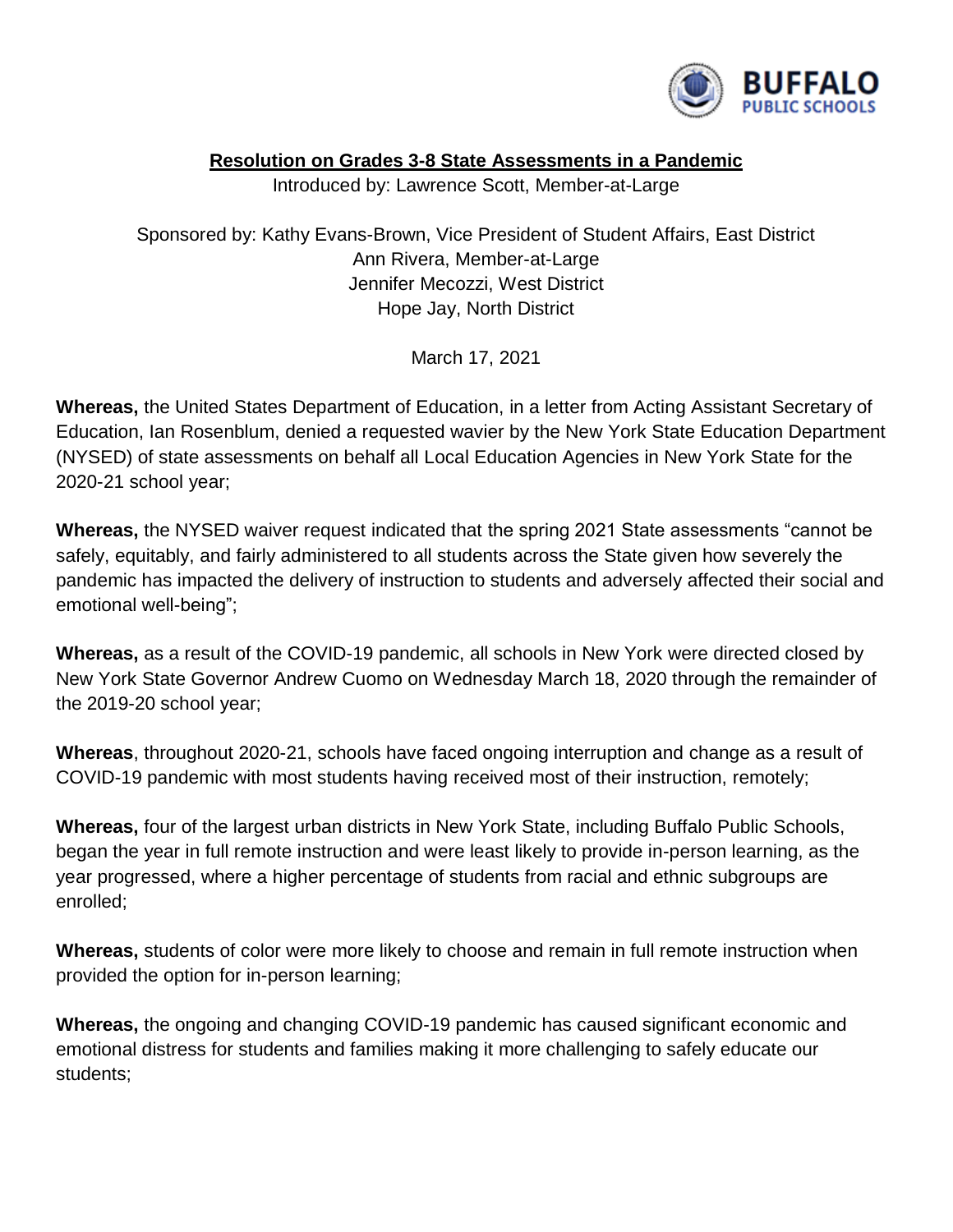**Resolution on Grades 3-8 State Assessments in a Pandemic**

Introduced by: Lawrence Scott, Member-at-Large

Sponsored by: Kathy Evans-Brown, Vice President of Student Affairs, East District
Ann Rivera, Member-at-Large
Jennifer Mecozzi, West District
Hope Jay, North District

March 17, 2021

**Whereas,** the United States Department of Education, in a letter from Acting Assistant Secretary of Education, Ian Rosenblum, denied a requested wavier by the New York State Education Department (NYSED) of state assessments on behalf all Local Education Agencies in New York State for the 2020-21 school year;

**Whereas,** the NYSED waiver request indicated that the spring 2021 State assessments "cannot be safely, equitably, and fairly administered to all students across the State given how severely the pandemic has impacted the delivery of instruction to students and adversely affected their social and emotional well-being";

**Whereas,** as a result of the COVID-19 pandemic, all schools in New York were directed closed by New York State Governor Andrew Cuomo on Wednesday March 18, 2020 through the remainder of the 2019-20 school year;

**Whereas**, throughout 2020-21, schools have faced ongoing interruption and change as a result of COVID-19 pandemic with most students having received most of their instruction, remotely;

**Whereas,** four of the largest urban districts in New York State, including Buffalo Public Schools, began the year in full remote instruction and were least likely to provide in-person learning, as the year progressed, where a higher percentage of students from racial and ethnic subgroups are enrolled;

**Whereas,** students of color were more likely to choose and remain in full remote instruction when provided the option for in-person learning;

**Whereas,** the ongoing and changing COVID-19 pandemic has caused significant economic and emotional distress for students and families making it more challenging to safely educate our students;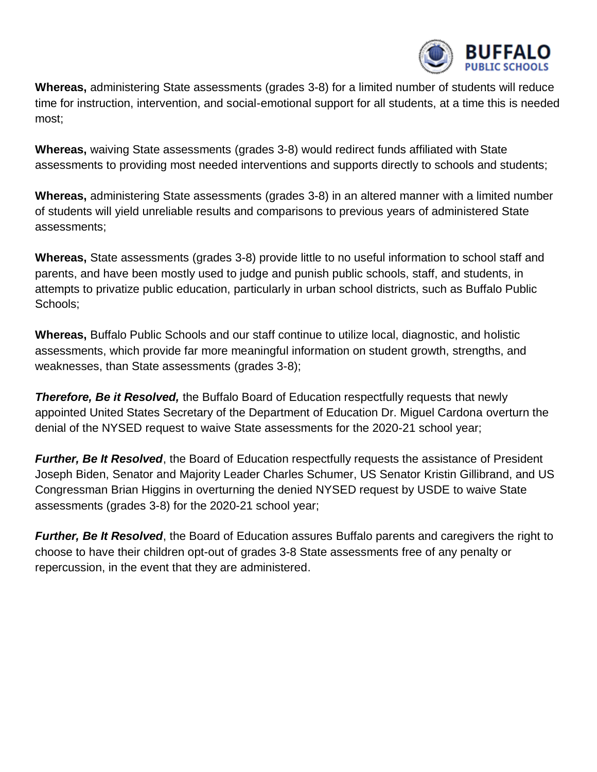**Whereas,** administering State assessments (grades 3-8) for a limited number of students will reduce time for instruction, intervention, and social-emotional support for all students, at a time this is needed most;

**Whereas,** waiving State assessments (grades 3-8) would redirect funds affiliated with State assessments to providing most needed interventions and supports directly to schools and students;

**Whereas,** administering State assessments (grades 3-8) in an altered manner with a limited number of students will yield unreliable results and comparisons to previous years of administered State assessments;

**Whereas,** State assessments (grades 3-8) provide little to no useful information to school staff and parents, and have been mostly used to judge and punish public schools, staff, and students, in attempts to privatize public education, particularly in urban school districts, such as Buffalo Public Schools;

**Whereas,** Buffalo Public Schools and our staff continue to utilize local, diagnostic, and holistic assessments, which provide far more meaningful information on student growth, strengths, and weaknesses, than State assessments (grades 3-8);

***Therefore, Be it Resolved,*** the Buffalo Board of Education respectfully requests that newly appointed United States Secretary of the Department of Education Dr. Miguel Cardona overturn the denial of the NYSED request to waive State assessments for the 2020-21 school year;

***Further, Be It Resolved***, the Board of Education respectfully requests the assistance of President Joseph Biden, Senator and Majority Leader Charles Schumer, US Senator Kristin Gillibrand, and US Congressman Brian Higgins in overturning the denied NYSED request by USDE to waive State assessments (grades 3-8) for the 2020-21 school year;

***Further, Be It Resolved***, the Board of Education assures Buffalo parents and caregivers the right to choose to have their children opt-out of grades 3-8 State assessments free of any penalty or repercussion, in the event that they are administered.